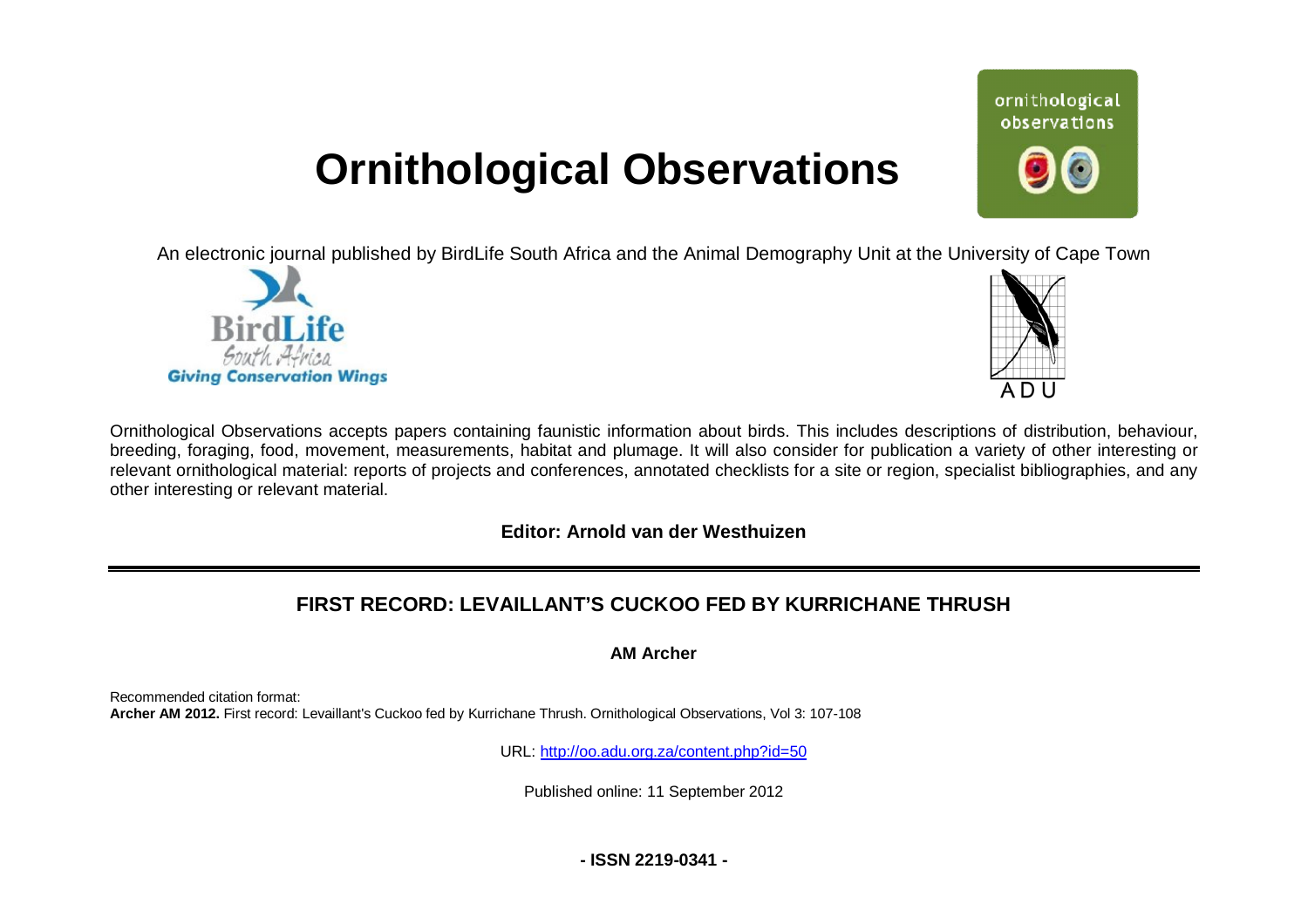# Ornithological Observations

An electronic journal published by BirdLife South Africa and the Animal Demography Unit at the University of Cape Town

Ornithological Observations accepts papers containing faunistic information about birds. This includes descriptions of distribution, behaviour, breeding, foraging, food, movement, measurements, habitat and plumage. It will also consider for publication a variety of other interesting or relevant ornithological material: reports of projects and conferences, annotated checklists for a site or region, specialist bibliographies, and any other interesting or relevant material.

**Editor: Arnold van der Westhuizen**

## FIRST RECORD: LEVAILLANT'S CUCKOO FED BY KURRICHANE THRUSH

**AM Archer**

Recommended citation format:
**Archer AM 2012.** First record: Levaillant's Cuckoo fed by Kurrichane Thrush. Ornithological Observations, Vol 3: 107-108

URL: http://oo.adu.org.za/content.php?id=50

Published online: 11 September 2012

**- ISSN 2219-0341 -**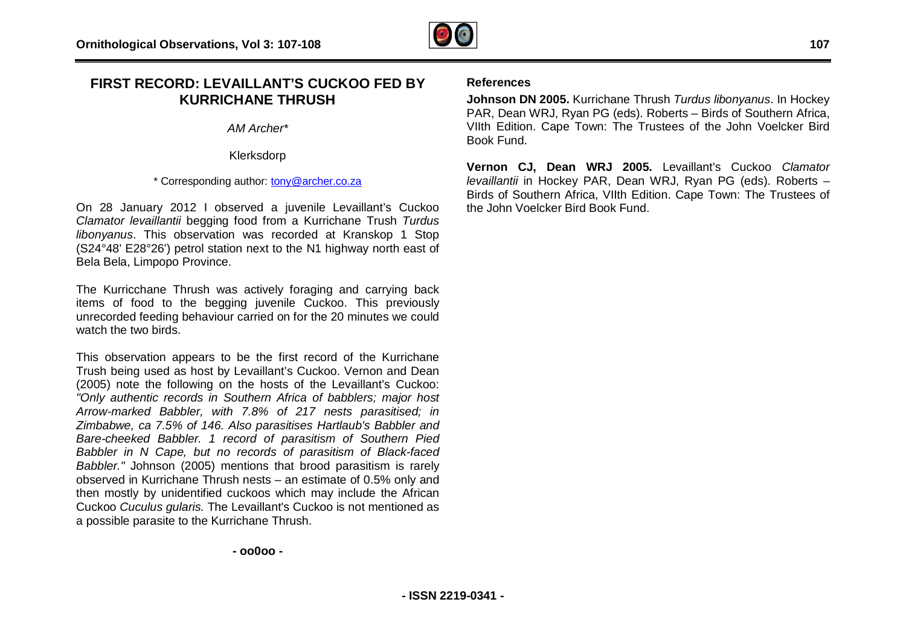# FIRST RECORD: LEVAILLANT'S CUCKOO FED BY KURRICHANE THRUSH

*AM Archer**

Klerksdorp

\* Corresponding author: tony@archer.co.za

On 28 January 2012 I observed a juvenile Levaillant's Cuckoo *Clamator levaillantii* begging food from a Kurrichane Trush *Turdus libonyanus*. This observation was recorded at Kranskop 1 Stop (S24°48' E28°26') petrol station next to the N1 highway north east of Bela Bela, Limpopo Province.

The Kurricchane Thrush was actively foraging and carrying back items of food to the begging juvenile Cuckoo. This previously unrecorded feeding behaviour carried on for the 20 minutes we could watch the two birds.

This observation appears to be the first record of the Kurrichane Trush being used as host by Levaillant's Cuckoo. Vernon and Dean (2005) note the following on the hosts of the Levaillant's Cuckoo: *"Only authentic records in Southern Africa of babblers; major host Arrow-marked Babbler, with 7.8% of 217 nests parasitised; in Zimbabwe, ca 7.5% of 146. Also parasitises Hartlaub's Babbler and Bare-cheeked Babbler. 1 record of parasitism of Southern Pied Babbler in N Cape, but no records of parasitism of Black-faced Babbler."* Johnson (2005) mentions that brood parasitism is rarely observed in Kurrichane Thrush nests – an estimate of 0.5% only and then mostly by unidentified cuckoos which may include the African Cuckoo *Cuculus gularis.* The Levaillant's Cuckoo is not mentioned as a possible parasite to the Kurrichane Thrush.

**- oo0oo -**

## References

**Johnson DN 2005.** Kurrichane Thrush *Turdus libonyanus*. In Hockey PAR, Dean WRJ, Ryan PG (eds). Roberts – Birds of Southern Africa, VIIth Edition. Cape Town: The Trustees of the John Voelcker Bird Book Fund.

**Vernon CJ, Dean WRJ 2005.** Levaillant's Cuckoo *Clamator levaillantii* in Hockey PAR, Dean WRJ, Ryan PG (eds). Roberts – Birds of Southern Africa, VIIth Edition. Cape Town: The Trustees of the John Voelcker Bird Book Fund.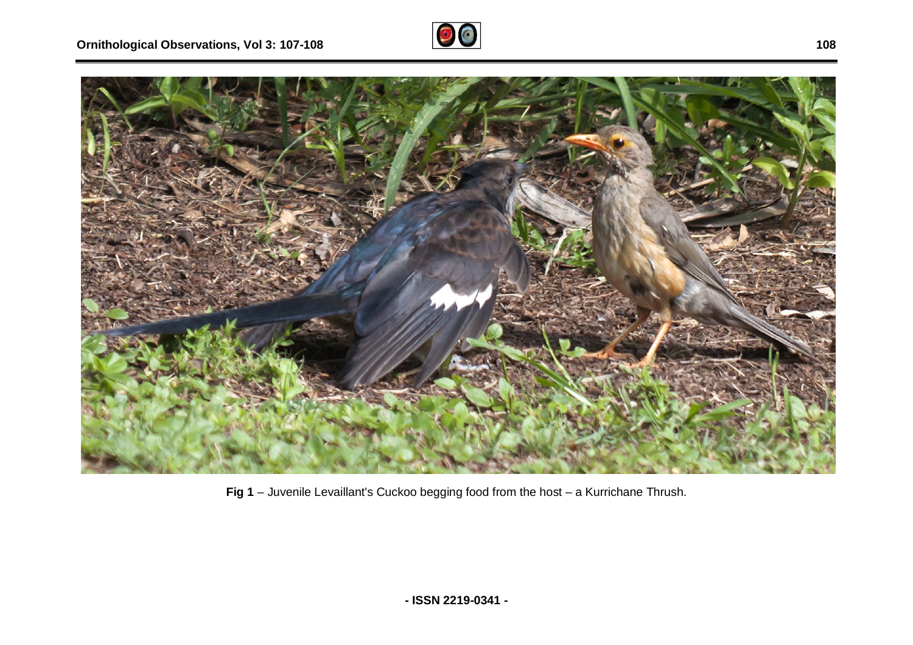**Fig 1** – Juvenile Levaillant's Cuckoo begging food from the host – a Kurrichane Thrush.